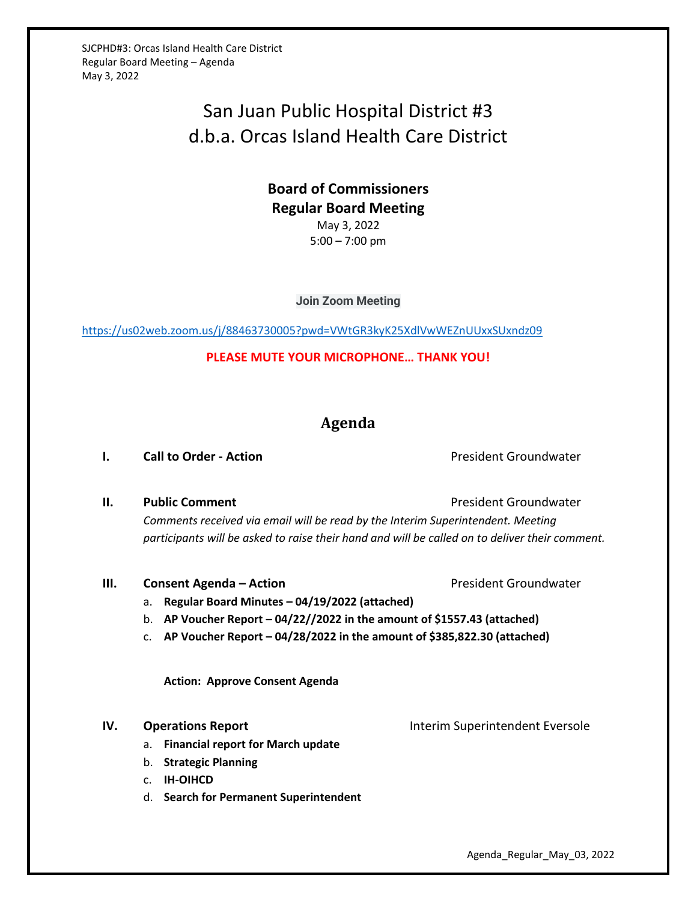# San Juan Public Hospital District #3
# d.b.a. Orcas Island Health Care District

**Board of Commissioners**
**Regular Board Meeting**

May 3, 2022
5:00 – 7:00 pm

**Join Zoom Meeting**

https://us02web.zoom.us/j/88463730005?pwd=VWtGR3kyK25XdlVwWEZnUUxxSUxndz09

**PLEASE MUTE YOUR MICROPHONE… THANK YOU!**

## Agenda

**I. Call to Order - Action** — President Groundwater

**II. Public Comment** — President Groundwater

*Comments received via email will be read by the Interim Superintendent. Meeting participants will be asked to raise their hand and will be called on to deliver their comment.*

**III. Consent Agenda – Action** — President Groundwater

a. **Regular Board Minutes – 04/19/2022 (attached)**
b. **AP Voucher Report – 04/22//2022 in the amount of $1557.43 (attached)**
c. **AP Voucher Report – 04/28/2022 in the amount of $385,822.30 (attached)**

**Action: Approve Consent Agenda**

**IV. Operations Report** — Interim Superintendent Eversole

a. **Financial report for March update**
b. **Strategic Planning**
c. **IH-OIHCD**
d. **Search for Permanent Superintendent**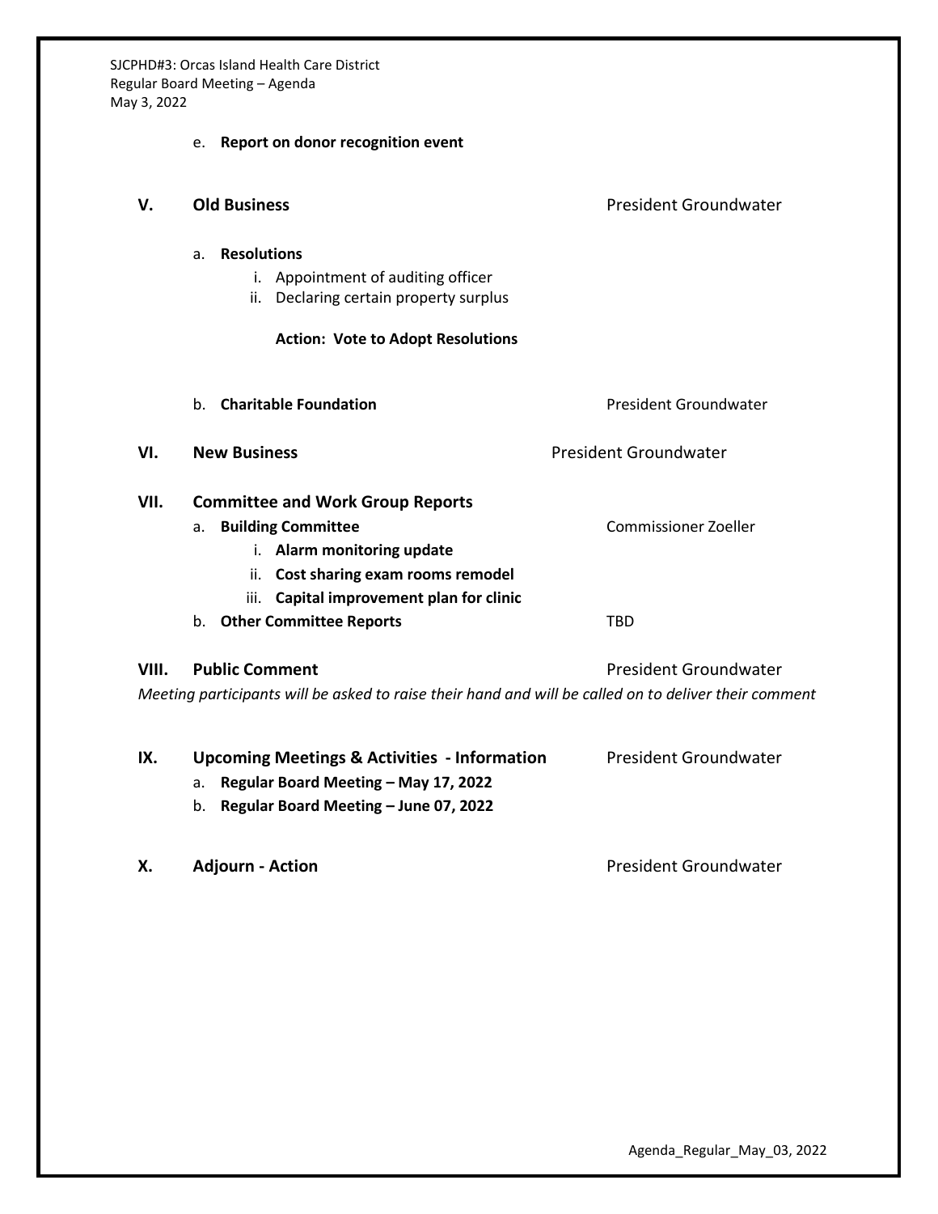e. **Report on donor recognition event**

## V. Old Business — President Groundwater

a. **Resolutions**
   - i. Appointment of auditing officer
   - ii. Declaring certain property surplus

   **Action: Vote to Adopt Resolutions**

b. **Charitable Foundation** — President Groundwater

## VI. New Business — President Groundwater

## VII. Committee and Work Group Reports

a. **Building Committee** — Commissioner Zoeller
   - i. **Alarm monitoring update**
   - ii. **Cost sharing exam rooms remodel**
   - iii. **Capital improvement plan for clinic**

b. **Other Committee Reports** — TBD

## VIII. Public Comment — President Groundwater

*Meeting participants will be asked to raise their hand and will be called on to deliver their comment*

## IX. Upcoming Meetings & Activities - Information — President Groundwater

a. **Regular Board Meeting – May 17, 2022**
b. **Regular Board Meeting – June 07, 2022**

## X. Adjourn - Action — President Groundwater